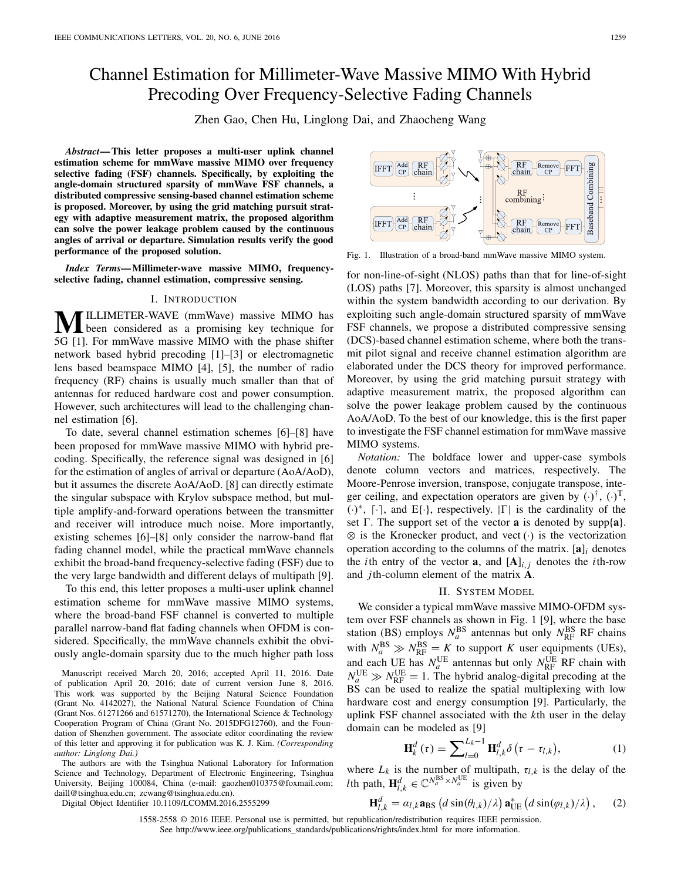# Channel Estimation for Millimeter-Wave Massive MIMO With Hybrid Precoding Over Frequency-Selective Fading Channels

Zhen Gao, Chen Hu, Linglong Dai, and Zhaocheng Wang

***Abstract*— This letter proposes a multi-user uplink channel estimation scheme for mmWave massive MIMO over frequency selective fading (FSF) channels. Specifically, by exploiting the angle-domain structured sparsity of mmWave FSF channels, a distributed compressive sensing-based channel estimation scheme is proposed. Moreover, by using the grid matching pursuit strategy with adaptive measurement matrix, the proposed algorithm can solve the power leakage problem caused by the continuous angles of arrival or departure. Simulation results verify the good performance of the proposed solution.**

***Index Terms*— Millimeter-wave massive MIMO, frequency-selective fading, channel estimation, compressive sensing.**

## I. Introduction

MILLIMETER-WAVE (mmWave) massive MIMO has been considered as a promising key technique for 5G [1]. For mmWave massive MIMO with the phase shifter network based hybrid precoding [1]–[3] or electromagnetic lens based beamspace MIMO [4], [5], the number of radio frequency (RF) chains is usually much smaller than that of antennas for reduced hardware cost and power consumption. However, such architectures will lead to the challenging channel estimation [6].

To date, several channel estimation schemes [6]–[8] have been proposed for mmWave massive MIMO with hybrid precoding. Specifically, the reference signal was designed in [6] for the estimation of angles of arrival or departure (AoA/AoD), but it assumes the discrete AoA/AoD. [8] can directly estimate the singular subspace with Krylov subspace method, but multiple amplify-and-forward operations between the transmitter and receiver will introduce much noise. More importantly, existing schemes [6]–[8] only consider the narrow-band flat fading channel model, while the practical mmWave channels exhibit the broad-band frequency-selective fading (FSF) due to the very large bandwidth and different delays of multipath [9].

To this end, this letter proposes a multi-user uplink channel estimation scheme for mmWave massive MIMO systems, where the broad-band FSF channel is converted to multiple parallel narrow-band flat fading channels when OFDM is considered. Specifically, the mmWave channels exhibit the obviously angle-domain sparsity due to the much higher path loss for non-line-of-sight (NLOS) paths than that for line-of-sight (LOS) paths [7]. Moreover, this sparsity is almost unchanged within the system bandwidth according to our derivation. By exploiting such angle-domain structured sparsity of mmWave FSF channels, we propose a distributed compressive sensing (DCS)-based channel estimation scheme, where both the transmit pilot signal and receive channel estimation algorithm are elaborated under the DCS theory for improved performance. Moreover, by using the grid matching pursuit strategy with adaptive measurement matrix, the proposed algorithm can solve the power leakage problem caused by the continuous AoA/AoD. To the best of our knowledge, this is the first paper to investigate the FSF channel estimation for mmWave massive MIMO systems.

Manuscript received March 20, 2016; accepted April 11, 2016. Date of publication April 20, 2016; date of current version June 8, 2016. This work was supported by the Beijing Natural Science Foundation (Grant No. 4142027), the National Natural Science Foundation of China (Grant Nos. 61271266 and 61571270), the International Science & Technology Cooperation Program of China (Grant No. 2015DFG12760), and the Foundation of Shenzhen government. The associate editor coordinating the review of this letter and approving it for publication was K. J. Kim. *(Corresponding author: Linglong Dai.)*

The authors are with the Tsinghua National Laboratory for Information Science and Technology, Department of Electronic Engineering, Tsinghua University, Beijing 100084, China (e-mail: gaozhen010375@foxmail.com; daill@tsinghua.edu.cn; zcwang@tsinghua.edu.cn).

Digital Object Identifier 10.1109/LCOMM.2016.2555299

Fig. 1. Illustration of a broad-band mmWave massive MIMO system.

*Notation:* The boldface lower and upper-case symbols denote column vectors and matrices, respectively. The Moore-Penrose inversion, transpose, conjugate transpose, integer ceiling, and expectation operators are given by $(\cdot)^{\dagger}$, $(\cdot)^{\mathrm{T}}$, $(\cdot)^{*}$, $\lceil\cdot\rceil$, and $\mathrm{E}\{\cdot\}$, respectively. $|\Gamma|$ is the cardinality of the set $\Gamma$. The support set of the vector $\mathbf{a}$ is denoted by $\mathrm{supp}\{\mathbf{a}\}$. $\otimes$ is the Kronecker product, and $\mathrm{vect}(\cdot)$ is the vectorization operation according to the columns of the matrix. $[\mathbf{a}]_i$ denotes the $i$th entry of the vector $\mathbf{a}$, and $[\mathbf{A}]_{i,j}$ denotes the $i$th-row and $j$th-column element of the matrix $\mathbf{A}$.

## II. System Model

We consider a typical mmWave massive MIMO-OFDM system over FSF channels as shown in Fig. 1 [9], where the base station (BS) employs $N_a^{\mathrm{BS}}$ antennas but only $N_{\mathrm{RF}}^{\mathrm{BS}}$ RF chains with $N_a^{\mathrm{BS}} \gg N_{\mathrm{RF}}^{\mathrm{BS}} = K$ to support $K$ user equipments (UEs), and each UE has $N_a^{\mathrm{UE}}$ antennas but only $N_{\mathrm{RF}}^{\mathrm{UE}}$ RF chain with $N_a^{\mathrm{UE}} \gg N_{\mathrm{RF}}^{\mathrm{UE}} = 1$. The hybrid analog-digital precoding at the BS can be used to realize the spatial multiplexing with low hardware cost and energy consumption [9]. Particularly, the uplink FSF channel associated with the $k$th user in the delay domain can be modeled as [9]

$$\mathbf{H}_k^d(\tau) = \sum\nolimits_{l=0}^{L_k-1} \mathbf{H}_{l,k}^d \delta\left(\tau - \tau_{l,k}\right), \tag{1}$$

where $L_k$ is the number of multipath, $\tau_{l,k}$ is the delay of the $l$th path, $\mathbf{H}_{l,k}^d \in \mathbb{C}^{N_a^{\mathrm{BS}} \times N_a^{\mathrm{UE}}}$ is given by

$$\mathbf{H}_{l,k}^d = \alpha_{l,k} \mathbf{a}_{\mathrm{BS}}\left(d\sin(\theta_{l,k})/\lambda\right) \mathbf{a}_{\mathrm{UE}}^*\left(d\sin(\varphi_{l,k})/\lambda\right), \tag{2}$$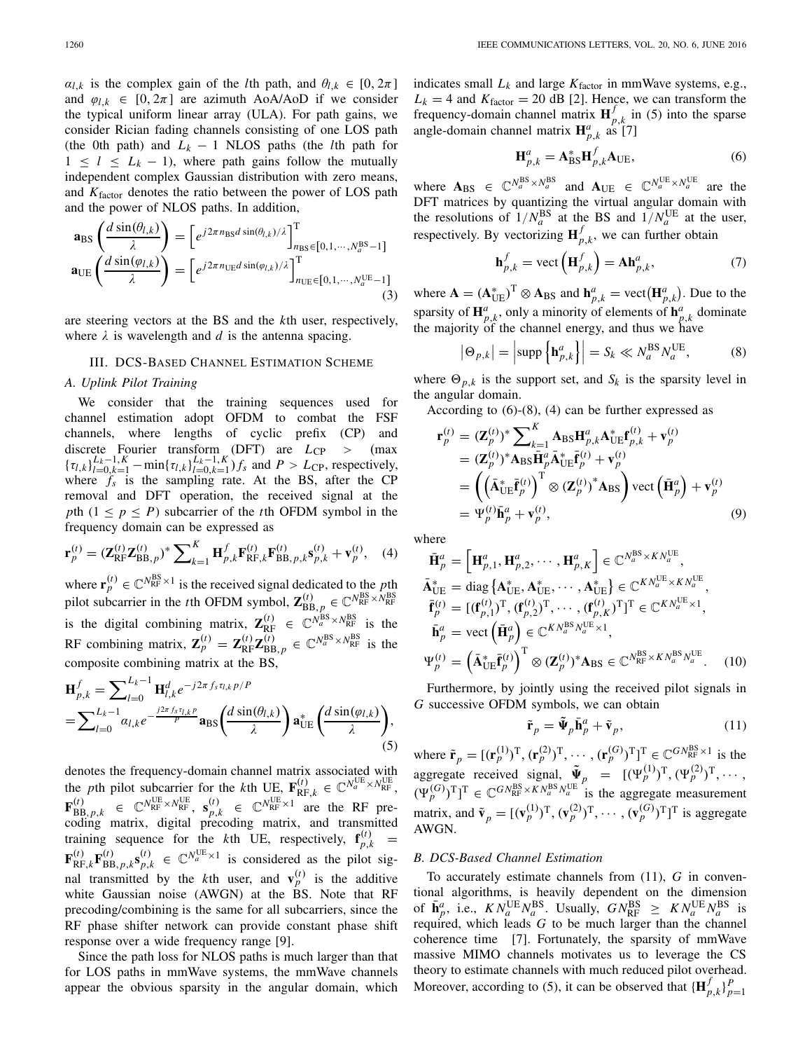$\alpha_{l,k}$ is the complex gain of the $l$th path, and $\theta_{l,k} \in [0, 2\pi]$ and $\varphi_{l,k} \in [0, 2\pi]$ are azimuth AoA/AoD if we consider the typical uniform linear array (ULA). For path gains, we consider Rician fading channels consisting of one LOS path (the 0th path) and $L_k - 1$ NLOS paths (the $l$th path for $1 \leq l \leq L_k - 1$), where path gains follow the mutually independent complex Gaussian distribution with zero means, and $K_{\text{factor}}$ denotes the ratio between the power of LOS path and the power of NLOS paths. In addition,

$$
\begin{aligned}
\mathbf{a}_{\text{BS}}\left(\frac{d\sin(\theta_{l,k})}{\lambda}\right) &= \left[e^{j2\pi n_{\text{BS}} d\sin(\theta_{l,k})/\lambda}\right]^{\text{T}}_{n_{\text{BS}}\in[0,1,\cdots,N_a^{\text{BS}}-1]} \\
\mathbf{a}_{\text{UE}}\left(\frac{d\sin(\varphi_{l,k})}{\lambda}\right) &= \left[e^{j2\pi n_{\text{UE}} d\sin(\varphi_{l,k})/\lambda}\right]^{\text{T}}_{n_{\text{UE}}\in[0,1,\cdots,N_a^{\text{UE}}-1]}
\end{aligned}
\tag{3}
$$

are steering vectors at the BS and the $k$th user, respectively, where $\lambda$ is wavelength and $d$ is the antenna spacing.

## III. DCS-Based Channel Estimation Scheme

### A. Uplink Pilot Training

We consider that the training sequences used for channel estimation adopt OFDM to combat the FSF channels, where lengths of cyclic prefix (CP) and discrete Fourier transform (DFT) are $L_{\text{CP}} > (\max\{\tau_{l,k}\}_{l=0,k=1}^{L_k-1,K} - \min\{\tau_{l,k}\}_{l=0,k=1}^{L_k-1,K}) f_s$ and $P > L_{\text{CP}}$, respectively, where $f_s$ is the sampling rate. At the BS, after the CP removal and DFT operation, the received signal at the $p$th ($1 \leq p \leq P$) subcarrier of the $t$th OFDM symbol in the frequency domain can be expressed as

$$
\mathbf{r}_p^{(t)} = (\mathbf{Z}_{\text{RF}}^{(t)}\mathbf{Z}_{\text{BB},p}^{(t)})^* \sum\nolimits_{k=1}^{K} \mathbf{H}_{p,k}^f \mathbf{F}_{\text{RF},k}^{(t)} \mathbf{F}_{\text{BB},p,k}^{(t)} \mathbf{s}_{p,k}^{(t)} + \mathbf{v}_p^{(t)}, \tag{4}
$$

where $\mathbf{r}_p^{(t)} \in \mathbb{C}^{N_{\text{RF}}^{\text{BS}}\times 1}$ is the received signal dedicated to the $p$th pilot subcarrier in the $t$th OFDM symbol, $\mathbf{Z}_{\text{BB},p}^{(t)} \in \mathbb{C}^{N_{\text{RF}}^{\text{BS}}\times N_{\text{RF}}^{\text{BS}}}$ is the digital combining matrix, $\mathbf{Z}_{\text{RF}}^{(t)} \in \mathbb{C}^{N_a^{\text{BS}}\times N_{\text{RF}}^{\text{BS}}}$ is the RF combining matrix, $\mathbf{Z}_p^{(t)} = \mathbf{Z}_{\text{RF}}^{(t)}\mathbf{Z}_{\text{BB},p}^{(t)} \in \mathbb{C}^{N_a^{\text{BS}}\times N_{\text{RF}}^{\text{BS}}}$ is the composite combining matrix at the BS,

$$
\begin{aligned}
\mathbf{H}_{p,k}^f &= \sum\nolimits_{l=0}^{L_k-1} \mathbf{H}_{l,k}^d e^{-j2\pi f_s \tau_{l,k} p/P} \\
&= \sum\nolimits_{l=0}^{L_k-1} \alpha_{l,k} e^{-\frac{j2\pi f_s \tau_{l,k} p}{P}} \mathbf{a}_{\text{BS}}\left(\frac{d\sin(\theta_{l,k})}{\lambda}\right) \mathbf{a}_{\text{UE}}^*\left(\frac{d\sin(\varphi_{l,k})}{\lambda}\right),
\end{aligned}
\tag{5}
$$

denotes the frequency-domain channel matrix associated with the $p$th pilot subcarrier for the $k$th UE, $\mathbf{F}_{\text{RF},k}^{(t)} \in \mathbb{C}^{N_a^{\text{UE}}\times N_{\text{RF}}^{\text{UE}}}$, $\mathbf{F}_{\text{BB},p,k}^{(t)} \in \mathbb{C}^{N_{\text{RF}}^{\text{UE}}\times N_{\text{RF}}^{\text{UE}}}$, $\mathbf{s}_{p,k}^{(t)} \in \mathbb{C}^{N_{\text{RF}}^{\text{UE}}\times 1}$ are the RF precoding matrix, digital precoding matrix, and transmitted training sequence for the $k$th UE, respectively, $\mathbf{f}_{p,k}^{(t)} = \mathbf{F}_{\text{RF},k}^{(t)}\mathbf{F}_{\text{BB},p,k}^{(t)}\mathbf{s}_{p,k}^{(t)} \in \mathbb{C}^{N_a^{\text{UE}}\times 1}$ is considered as the pilot signal transmitted by the $k$th user, and $\mathbf{v}_p^{(t)}$ is the additive white Gaussian noise (AWGN) at the BS. Note that RF precoding/combining is the same for all subcarriers, since the RF phase shifter network can provide constant phase shift response over a wide frequency range [9].

Since the path loss for NLOS paths is much larger than that for LOS paths in mmWave systems, the mmWave channels appear the obvious sparsity in the angular domain, which indicates small $L_k$ and large $K_{\text{factor}}$ in mmWave systems, e.g., $L_k = 4$ and $K_{\text{factor}} = 20$ dB [2]. Hence, we can transform the frequency-domain channel matrix $\mathbf{H}_{p,k}^f$ in (5) into the sparse angle-domain channel matrix $\mathbf{H}_{p,k}^a$ as [7]

$$
\mathbf{H}_{p,k}^a = \mathbf{A}_{\text{BS}}^* \mathbf{H}_{p,k}^f \mathbf{A}_{\text{UE}}, \tag{6}
$$

where $\mathbf{A}_{\text{BS}} \in \mathbb{C}^{N_a^{\text{BS}}\times N_a^{\text{BS}}}$ and $\mathbf{A}_{\text{UE}} \in \mathbb{C}^{N_a^{\text{UE}}\times N_a^{\text{UE}}}$ are the DFT matrices by quantizing the virtual angular domain with the resolutions of $1/N_a^{\text{BS}}$ at the BS and $1/N_a^{\text{UE}}$ at the user, respectively. By vectorizing $\mathbf{H}_{p,k}^f$, we can further obtain

$$
\mathbf{h}_{p,k}^f = \text{vect}\left(\mathbf{H}_{p,k}^f\right) = \mathbf{A}\mathbf{h}_{p,k}^a, \tag{7}
$$

where $\mathbf{A} = (\mathbf{A}_{\text{UE}}^*)^{\text{T}} \otimes \mathbf{A}_{\text{BS}}$ and $\mathbf{h}_{p,k}^a = \text{vect}(\mathbf{H}_{p,k}^a)$. Due to the sparsity of $\mathbf{H}_{p,k}^a$, only a minority of elements of $\mathbf{h}_{p,k}^a$ dominate the majority of the channel energy, and thus we have

$$
\left|\Theta_{p,k}\right| = \left|\text{supp}\left\{\mathbf{h}_{p,k}^a\right\}\right| = S_k \ll N_a^{\text{BS}} N_a^{\text{UE}}, \tag{8}
$$

where $\Theta_{p,k}$ is the support set, and $S_k$ is the sparsity level in the angular domain.

According to (6)-(8), (4) can be further expressed as

$$
\begin{aligned}
\mathbf{r}_p^{(t)} &= (\mathbf{Z}_p^{(t)})^* \sum\nolimits_{k=1}^{K} \mathbf{A}_{\text{BS}} \mathbf{H}_{p,k}^a \mathbf{A}_{\text{UE}}^* \mathbf{f}_{p,k}^{(t)} + \mathbf{v}_p^{(t)} \\
&= (\mathbf{Z}_p^{(t)})^* \mathbf{A}_{\text{BS}} \bar{\mathbf{H}}_p^a \bar{\mathbf{A}}_{\text{UE}}^* \bar{\mathbf{f}}_p^{(t)} + \mathbf{v}_p^{(t)} \\
&= \left(\left(\bar{\mathbf{A}}_{\text{UE}}^* \bar{\mathbf{f}}_p^{(t)}\right)^{\text{T}} \otimes (\mathbf{Z}_p^{(t)})^* \mathbf{A}_{\text{BS}}\right) \text{vect}\left(\bar{\mathbf{H}}_p^a\right) + \mathbf{v}_p^{(t)} \\
&= \Psi_p^{(t)} \bar{\mathbf{h}}_p^a + \mathbf{v}_p^{(t)},
\end{aligned}
\tag{9}
$$

where

$$
\begin{aligned}
\bar{\mathbf{H}}_p^a &= \left[\mathbf{H}_{p,1}^a, \mathbf{H}_{p,2}^a, \cdots, \mathbf{H}_{p,K}^a\right] \in \mathbb{C}^{N_a^{\text{BS}}\times K N_a^{\text{UE}}}, \\
\bar{\mathbf{A}}_{\text{UE}}^* &= \text{diag}\left\{\mathbf{A}_{\text{UE}}^*, \mathbf{A}_{\text{UE}}^*, \cdots, \mathbf{A}_{\text{UE}}^*\right\} \in \mathbb{C}^{K N_a^{\text{UE}}\times K N_a^{\text{UE}}}, \\
\bar{\mathbf{f}}_p^{(t)} &= [(\mathbf{f}_{p,1}^{(t)})^{\text{T}}, (\mathbf{f}_{p,2}^{(t)})^{\text{T}}, \cdots, (\mathbf{f}_{p,K}^{(t)})^{\text{T}}]^{\text{T}} \in \mathbb{C}^{K N_a^{\text{UE}}\times 1}, \\
\bar{\mathbf{h}}_p^a &= \text{vect}\left(\bar{\mathbf{H}}_p^a\right) \in \mathbb{C}^{K N_a^{\text{BS}} N_a^{\text{UE}}\times 1}, \\
\Psi_p^{(t)} &= \left(\bar{\mathbf{A}}_{\text{UE}}^* \bar{\mathbf{f}}_p^{(t)}\right)^{\text{T}} \otimes (\mathbf{Z}_p^{(t)})^* \mathbf{A}_{\text{BS}} \in \mathbb{C}^{N_{\text{RF}}^{\text{BS}}\times K N_a^{\text{BS}} N_a^{\text{UE}}}.
\end{aligned}
\tag{10}
$$

Furthermore, by jointly using the received pilot signals in $G$ successive OFDM symbols, we can obtain

$$
\tilde{\mathbf{r}}_p = \tilde{\boldsymbol{\Psi}}_p \bar{\mathbf{h}}_p^a + \tilde{\mathbf{v}}_p, \tag{11}
$$

where $\tilde{\mathbf{r}}_p = [(\mathbf{r}_p^{(1)})^{\text{T}}, (\mathbf{r}_p^{(2)})^{\text{T}}, \cdots, (\mathbf{r}_p^{(G)})^{\text{T}}]^{\text{T}} \in \mathbb{C}^{G N_{\text{RF}}^{\text{BS}}\times 1}$ is the aggregate received signal, $\tilde{\boldsymbol{\Psi}}_p = [(\Psi_p^{(1)})^{\text{T}}, (\Psi_p^{(2)})^{\text{T}}, \cdots, (\Psi_p^{(G)})^{\text{T}}]^{\text{T}} \in \mathbb{C}^{G N_{\text{RF}}^{\text{BS}}\times K N_a^{\text{BS}} N_a^{\text{UE}}}$ is the aggregate measurement matrix, and $\tilde{\mathbf{v}}_p = [(\mathbf{v}_p^{(1)})^{\text{T}}, (\mathbf{v}_p^{(2)})^{\text{T}}, \cdots, (\mathbf{v}_p^{(G)})^{\text{T}}]^{\text{T}}$ is aggregate AWGN.

### B. DCS-Based Channel Estimation

To accurately estimate channels from (11), $G$ in conventional algorithms, is heavily dependent on the dimension of $\bar{\mathbf{h}}_p^a$, i.e., $K N_a^{\text{UE}} N_a^{\text{BS}}$. Usually, $G N_{\text{RF}}^{\text{BS}} \geq K N_a^{\text{UE}} N_a^{\text{BS}}$ is required, which leads $G$ to be much larger than the channel coherence time [7]. Fortunately, the sparsity of mmWave massive MIMO channels motivates us to leverage the CS theory to estimate channels with much reduced pilot overhead. Moreover, according to (5), it can be observed that $\{\mathbf{H}_{p,k}^f\}_{p=1}^P$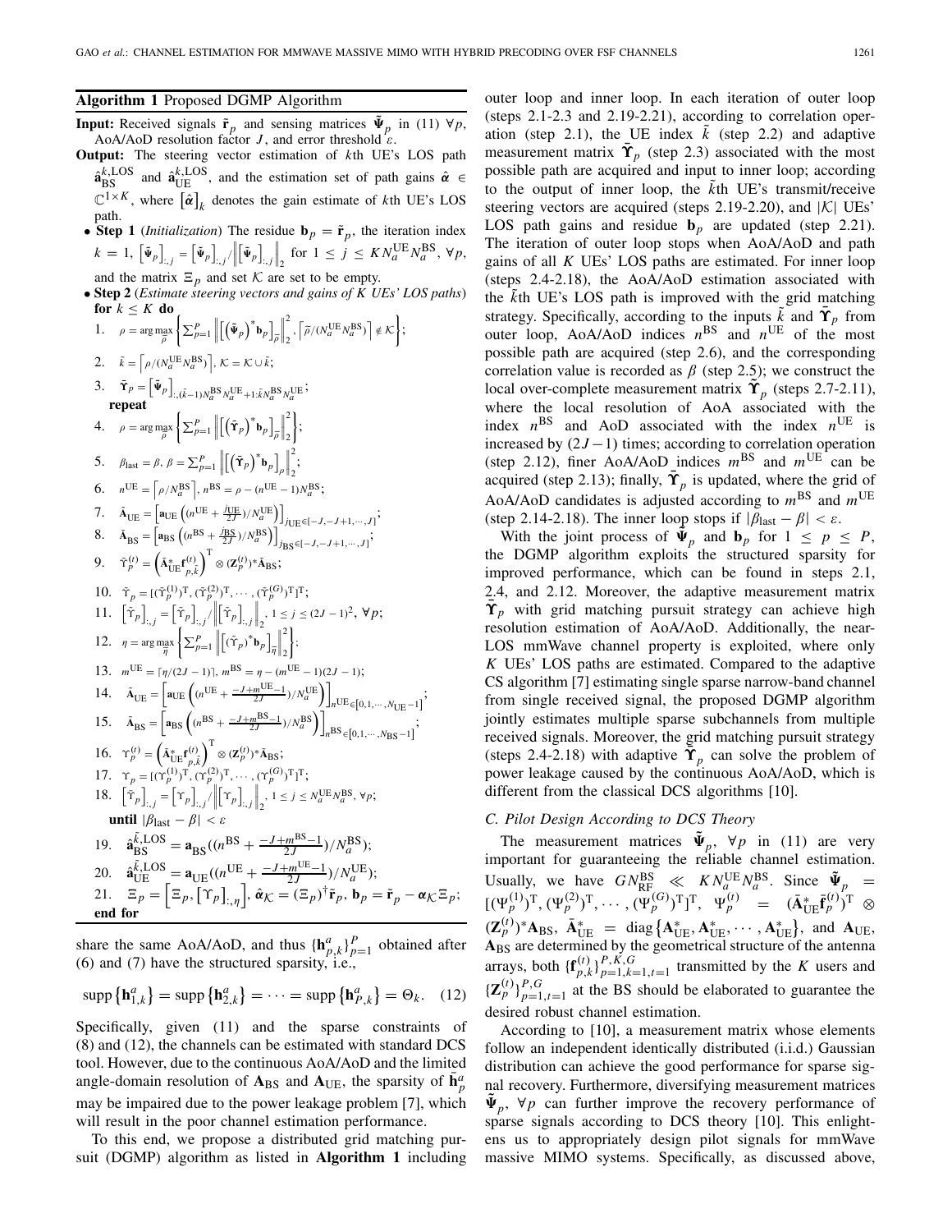**Algorithm 1** Proposed DGMP Algorithm

**Input:** Received signals $\tilde{\mathbf{r}}_p$ and sensing matrices $\tilde{\boldsymbol{\Psi}}_p$ in (11) $\forall p$, AoA/AoD resolution factor $J$, and error threshold $\varepsilon$.

**Output:** The steering vector estimation of $k$th UE's LOS path $\hat{\mathbf{a}}_{\rm BS}^{k,{\rm LOS}}$ and $\hat{\mathbf{a}}_{\rm UE}^{k,{\rm LOS}}$, and the estimation set of path gains $\hat{\boldsymbol{\alpha}} \in \mathbb{C}^{1\times K}$, where $[\hat{\boldsymbol{\alpha}}]_k$ denotes the gain estimate of $k$th UE's LOS path.

- **Step 1** (*Initialization*) The residue $\mathbf{b}_p = \tilde{\mathbf{r}}_p$, the iteration index $k=1$, $\left[\tilde{\boldsymbol{\Psi}}_p\right]_{:,j} = \left[\tilde{\boldsymbol{\Psi}}_p\right]_{:,j} \Big/ \left\| \left[\tilde{\boldsymbol{\Psi}}_p\right]_{:,j}\right\|_2$ for $1 \le j \le K N_a^{\rm UE} N_a^{\rm BS}$, $\forall p$, and the matrix $\Xi_p$ and set $\mathcal{K}$ are set to be empty.
- **Step 2** (*Estimate steering vectors and gains of $K$ UEs' LOS paths*)
  **for** $k \le K$ **do**

1. $\rho = \arg\max\limits_{\tilde{\rho}} \left\{ \sum_{p=1}^P \left\| \left[ \left(\tilde{\boldsymbol{\Psi}}_p\right)^* \mathbf{b}_p \right]_{\tilde{\rho}} \right\|_2^2, \left\lceil \tilde{\rho}/(N_a^{\rm UE} N_a^{\rm BS}) \right\rceil \notin \mathcal{K} \right\}$;
2. $\tilde{k} = \left\lceil \rho/(N_a^{\rm UE} N_a^{\rm BS}) \right\rceil$, $\mathcal{K} = \mathcal{K} \cup \tilde{k}$;
3. $\tilde{\boldsymbol{\Upsilon}}_p = \left[\tilde{\boldsymbol{\Psi}}_p\right]_{:,(\tilde{k}-1)N_a^{\rm BS} N_a^{\rm UE}+1:\tilde{k}N_a^{\rm BS} N_a^{\rm UE}}$;
   **repeat**
4. $\rho = \arg\max\limits_{\tilde{\rho}} \left\{ \sum_{p=1}^P \left\| \left[ \left(\tilde{\boldsymbol{\Upsilon}}_p\right)^* \mathbf{b}_p \right]_{\tilde{\rho}} \right\|_2^2 \right\}$;
5. $\beta_{\rm last} = \beta$, $\beta = \sum_{p=1}^P \left\| \left[ \left(\tilde{\boldsymbol{\Upsilon}}_p\right)^* \mathbf{b}_p \right]_{\rho} \right\|_2^2$;
6. $n^{\rm UE} = \left\lceil \rho / N_a^{\rm BS} \right\rceil$, $n^{\rm BS} = \rho - (n^{\rm UE}-1) N_a^{\rm BS}$;
7. $\bar{\mathbf{A}}_{\rm UE} = \left[ \mathbf{a}_{\rm UE}\left( (n^{\rm UE} + \frac{j_{\rm UE}}{2J})/N_a^{\rm UE} \right) \right]_{j_{\rm UE} \in [-J,-J+1,\cdots,J]}$;
8. $\bar{\mathbf{A}}_{\rm BS} = \left[ \mathbf{a}_{\rm BS}\left( (n^{\rm BS} + \frac{j_{\rm BS}}{2J})/N_a^{\rm BS} \right) \right]_{j_{\rm BS} \in [-J,-J+1,\cdots,J]}$;
9. $\bar{\Upsilon}_p^{(t)} = \left( \bar{\mathbf{A}}_{\rm UE}^* \mathbf{f}_{p,\tilde{k}}^{(t)} \right)^{\rm T} \otimes (\mathbf{Z}_p^{(t)})^* \bar{\mathbf{A}}_{\rm BS}$;
10. $\bar{\Upsilon}_p = [(\bar{\Upsilon}_p^{(1)})^{\rm T}, (\bar{\Upsilon}_p^{(2)})^{\rm T}, \cdots, (\bar{\Upsilon}_p^{(G)})^{\rm T}]^{\rm T}$;
11. $\left[\bar{\Upsilon}_p\right]_{:,j} = \left[\bar{\Upsilon}_p\right]_{:,j} \Big/ \left\| \left[\bar{\Upsilon}_p\right]_{:,j} \right\|_2$, $1 \le j \le (2J-1)^2$, $\forall p$;
12. $\eta = \arg\max\limits_{\tilde{\eta}} \left\{ \sum_{p=1}^P \left\| \left[ (\bar{\Upsilon}_p)^* \mathbf{b}_p \right]_{\tilde{\eta}} \right\|_2^2 \right\}$;
13. $m^{\rm UE} = \lceil \eta/(2J-1) \rceil$, $m^{\rm BS} = \eta - (m^{\rm UE}-1)(2J-1)$;
14. $\tilde{\mathbf{A}}_{\rm UE} = \left[ \mathbf{a}_{\rm UE}\left( (n^{\rm UE} + \frac{-J+m^{\rm UE}-1}{2J})/N_a^{\rm UE} \right) \right]_{n^{\rm UE} \in [0,1,\cdots,N_{\rm UE}-1]}$;
15. $\tilde{\mathbf{A}}_{\rm BS} = \left[ \mathbf{a}_{\rm BS}\left( (n^{\rm BS} + \frac{-J+m^{\rm BS}-1}{2J})/N_a^{\rm BS} \right) \right]_{n^{\rm BS} \in [0,1,\cdots,N_{\rm BS}-1]}$;
16. $\Upsilon_p^{(t)} = \left( \tilde{\mathbf{A}}_{\rm UE}^* \mathbf{f}_{p,\tilde{k}}^{(t)} \right)^{\rm T} \otimes (\mathbf{Z}_p^{(t)})^* \tilde{\mathbf{A}}_{\rm BS}$;
17. $\Upsilon_p = [(\Upsilon_p^{(1)})^{\rm T}, (\Upsilon_p^{(2)})^{\rm T}, \cdots, (\Upsilon_p^{(G)})^{\rm T}]^{\rm T}$;
18. $\left[\tilde{\Upsilon}_p\right]_{:,j} = \left[\Upsilon_p\right]_{:,j} \Big/ \left\| \left[\Upsilon_p\right]_{:,j} \right\|_2$, $1 \le j \le N_a^{\rm UE} N_a^{\rm BS}$, $\forall p$;
   **until** $|\beta_{\rm last} - \beta| < \varepsilon$
19. $\hat{\mathbf{a}}_{\rm BS}^{\tilde{k},{\rm LOS}} = \mathbf{a}_{\rm BS}((n^{\rm BS} + \frac{-J+m^{\rm BS}-1}{2J})/N_a^{\rm BS})$;
20. $\hat{\mathbf{a}}_{\rm UE}^{\tilde{k},{\rm LOS}} = \mathbf{a}_{\rm UE}((n^{\rm UE} + \frac{-J+m^{\rm UE}-1}{2J})/N_a^{\rm UE})$;
21. $\Xi_p = \left[\Xi_p, \left[\Upsilon_p\right]_{:,\eta}\right]$, $\hat{\boldsymbol{\alpha}}_{\mathcal{K}} = (\Xi_p)^{\dagger} \tilde{\mathbf{r}}_p$, $\mathbf{b}_p = \tilde{\mathbf{r}}_p - \boldsymbol{\alpha}_{\mathcal{K}} \Xi_p$;

**end for**

share the same AoA/AoD, and thus $\{\mathbf{h}_{p,k}^a\}_{p=1}^P$ obtained after (6) and (7) have the structured sparsity, i.e.,

$$\operatorname{supp}\{\mathbf{h}_{1,k}^a\} = \operatorname{supp}\{\mathbf{h}_{2,k}^a\} = \cdots = \operatorname{supp}\{\mathbf{h}_{P,k}^a\} = \Theta_k. \quad (12)$$

Specifically, given (11) and the sparse constraints of (8) and (12), the channels can be estimated with standard DCS tool. However, due to the continuous AoA/AoD and the limited angle-domain resolution of $\mathbf{A}_{\rm BS}$ and $\mathbf{A}_{\rm UE}$, the sparsity of $\bar{\mathbf{h}}_p^a$ may be impaired due to the power leakage problem [7], which will result in the poor channel estimation performance.

To this end, we propose a distributed grid matching pursuit (DGMP) algorithm as listed in **Algorithm 1** including outer loop and inner loop. In each iteration of outer loop (steps 2.1-2.3 and 2.19-2.21), according to correlation operation (step 2.1), the UE index $\tilde{k}$ (step 2.2) and adaptive measurement matrix $\tilde{\boldsymbol{\Upsilon}}_p$ (step 2.3) associated with the most possible path are acquired and input to inner loop; according to the output of inner loop, the $\tilde{k}$th UE's transmit/receive steering vectors are acquired (steps 2.19-2.20), and $|\mathcal{K}|$ UEs' LOS path gains and residue $\mathbf{b}_p$ are updated (step 2.21). The iteration of outer loop stops when AoA/AoD and path gains of all $K$ UEs' LOS paths are estimated. For inner loop (steps 2.4-2.18), the AoA/AoD estimation associated with the $\tilde{k}$th UE's LOS path is improved with the grid matching strategy. Specifically, according to the inputs $\tilde{k}$ and $\tilde{\boldsymbol{\Upsilon}}_p$ from outer loop, AoA/AoD indices $n^{\rm BS}$ and $n^{\rm UE}$ of the most possible path are acquired (step 2.6), and the corresponding correlation value is recorded as $\beta$ (step 2.5); we construct the local over-complete measurement matrix $\bar{\boldsymbol{\Upsilon}}_p$ (steps 2.7-2.11), where the local resolution of AoA associated with the index $n^{\rm BS}$ and AoD associated with the index $n^{\rm UE}$ is increased by $(2J-1)$ times; according to correlation operation (step 2.12), finer AoA/AoD indices $m^{\rm BS}$ and $m^{\rm UE}$ can be acquired (step 2.13); finally, $\tilde{\boldsymbol{\Upsilon}}_p$ is updated, where the grid of AoA/AoD candidates is adjusted according to $m^{\rm BS}$ and $m^{\rm UE}$ (step 2.14-2.18). The inner loop stops if $|\beta_{\rm last} - \beta| < \varepsilon$.

With the joint process of $\tilde{\boldsymbol{\Psi}}_p$ and $\mathbf{b}_p$ for $1 \le p \le P$, the DGMP algorithm exploits the structured sparsity for improved performance, which can be found in steps 2.1, 2.4, and 2.12. Moreover, the adaptive measurement matrix $\tilde{\boldsymbol{\Upsilon}}_p$ with grid matching pursuit strategy can achieve high resolution estimation of AoA/AoD. Additionally, the near-LOS mmWave channel property is exploited, where only $K$ UEs' LOS paths are estimated. Compared to the adaptive CS algorithm [7] estimating single sparse narrow-band channel from single received signal, the proposed DGMP algorithm jointly estimates multiple sparse subchannels from multiple received signals. Moreover, the grid matching pursuit strategy (steps 2.4-2.18) with adaptive $\tilde{\boldsymbol{\Upsilon}}_p$ can solve the problem of power leakage caused by the continuous AoA/AoD, which is different from the classical DCS algorithms [10].

### *C. Pilot Design According to DCS Theory*

The measurement matrices $\tilde{\boldsymbol{\Psi}}_p$, $\forall p$ in (11) are very important for guaranteeing the reliable channel estimation. Usually, we have $G N_{\rm RF}^{\rm BS} \ll K N_a^{\rm UE} N_a^{\rm BS}$. Since $\tilde{\boldsymbol{\Psi}}_p = [(\Psi_p^{(1)})^{\rm T}, (\Psi_p^{(2)})^{\rm T}, \cdots, (\Psi_p^{(G)})^{\rm T}]^{\rm T}$, $\Psi_p^{(t)} = (\bar{\mathbf{A}}_{\rm UE}^* \bar{\mathbf{f}}_p^{(t)})^{\rm T} \otimes (\mathbf{Z}_p^{(t)})^* \mathbf{A}_{\rm BS}$, $\bar{\mathbf{A}}_{\rm UE}^* = \operatorname{diag}\{\mathbf{A}_{\rm UE}^*, \mathbf{A}_{\rm UE}^*, \cdots, \mathbf{A}_{\rm UE}^*\}$, and $\mathbf{A}_{\rm UE}$, $\mathbf{A}_{\rm BS}$ are determined by the geometrical structure of the antenna arrays, both $\{\mathbf{f}_{p,k}^{(t)}\}_{p=1,k=1,t=1}^{P,K,G}$ transmitted by the $K$ users and $\{\mathbf{Z}_p^{(t)}\}_{p=1,t=1}^{P,G}$ at the BS should be elaborated to guarantee the desired robust channel estimation.

According to [10], a measurement matrix whose elements follow an independent identically distributed (i.i.d.) Gaussian distribution can achieve the good performance for sparse signal recovery. Furthermore, diversifying measurement matrices $\tilde{\boldsymbol{\Psi}}_p$, $\forall p$ can further improve the recovery performance of sparse signals according to DCS theory [10]. This enlightens us to appropriately design pilot signals for mmWave massive MIMO systems. Specifically, as discussed above,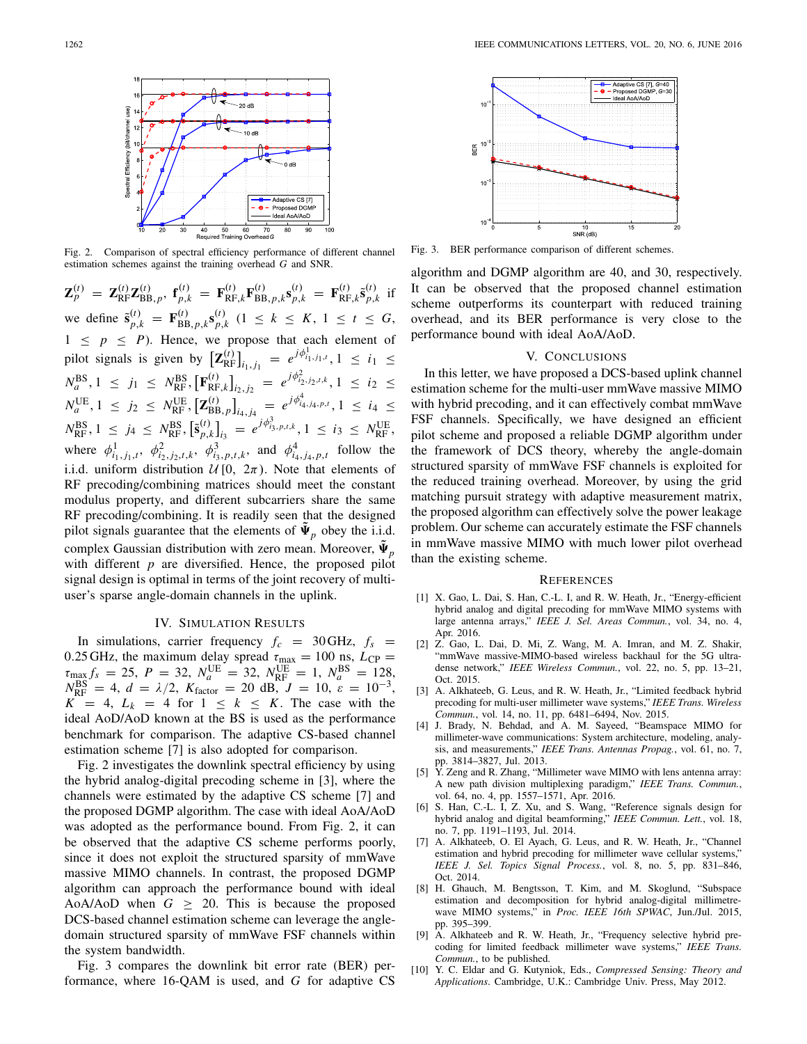18
16
14
12
10
8
6
4
2
0
10 20 30 40 50 60 70 80 90 100
Spectral Efficiency (bit/channel use)
Required Training Overhead G
20 dB
10 dB
0 dB
Adaptive CS [7]
Proposed DGMP
Ideal AoA/AoD

Fig. 2. Comparison of spectral efficiency performance of different channel estimation schemes against the training overhead $G$ and SNR.

$10^{-1}$
$10^{-2}$
$10^{-3}$
$10^{-4}$
0 5 10 15 20
BER
SNR (dB)
Adaptive CS [7], G=40
Proposed DGMP, G=30
Ideal AoA/AoD

Fig. 3. BER performance comparison of different schemes.

$\mathbf{Z}_p^{(t)} = \mathbf{Z}_{\text{RF}}^{(t)} \mathbf{Z}_{\text{BB},p}^{(t)}$, $\mathbf{f}_{p,k}^{(t)} = \mathbf{F}_{\text{RF},k}^{(t)} \mathbf{F}_{\text{BB},p,k}^{(t)} \mathbf{s}_{p,k}^{(t)} = \mathbf{F}_{\text{RF},k}^{(t)} \tilde{\mathbf{s}}_{p,k}^{(t)}$ if we define $\tilde{\mathbf{s}}_{p,k}^{(t)} = \mathbf{F}_{\text{BB},p,k}^{(t)} \mathbf{s}_{p,k}^{(t)}$ $(1 \le k \le K,\ 1 \le t \le G,\ 1 \le p \le P)$. Hence, we propose that each element of pilot signals is given by $[\mathbf{Z}_{\text{RF}}^{(t)}]_{i_1,j_1} = e^{j\phi^1_{i_1,j_1,t}}, 1 \le i_1 \le N_a^{\text{BS}}, 1 \le j_1 \le N_{\text{RF}}^{\text{BS}}$, $[\mathbf{F}_{\text{RF},k}^{(t)}]_{i_2,j_2} = e^{j\phi^2_{i_2,j_2,t,k}}, 1 \le i_2 \le N_a^{\text{UE}}, 1 \le j_2 \le N_{\text{RF}}^{\text{UE}}$, $[\mathbf{Z}_{\text{BB},p}^{(t)}]_{i_4,j_4} = e^{j\phi^4_{i_4,j_4,p,t}}, 1 \le i_4 \le N_{\text{RF}}^{\text{BS}}, 1 \le j_4 \le N_{\text{RF}}^{\text{BS}}$, $[\tilde{\mathbf{s}}_{p,k}^{(t)}]_{i_3} = e^{j\phi^3_{i_3,p,t,k}}, 1 \le i_3 \le N_{\text{RF}}^{\text{UE}}$, where $\phi^1_{i_1,j_1,t}$, $\phi^2_{i_2,j_2,t,k}$, $\phi^3_{i_3,p,t,k}$, and $\phi^4_{i_4,j_4,p,t}$ follow the i.i.d. uniform distribution $\mathcal{U}[0, 2\pi)$. Note that elements of RF precoding/combining matrices should meet the constant modulus property, and different subcarriers share the same RF precoding/combining. It is readily seen that the designed pilot signals guarantee that the elements of $\tilde{\mathbf{\Psi}}_p$ obey the i.i.d. complex Gaussian distribution with zero mean. Moreover, $\tilde{\mathbf{\Psi}}_p$ with different $p$ are diversified. Hence, the proposed pilot signal design is optimal in terms of the joint recovery of multi-user's sparse angle-domain channels in the uplink.

## IV. Simulation Results

In simulations, carrier frequency $f_c = 30$ GHz, $f_s = 0.25$ GHz, the maximum delay spread $\tau_{\max} = 100$ ns, $L_{\text{CP}} = \tau_{\max} f_s = 25$, $P = 32$, $N_a^{\text{UE}} = 32$, $N_{\text{RF}}^{\text{UE}} = 1$, $N_a^{\text{BS}} = 128$, $N_{\text{RF}}^{\text{BS}} = 4$, $d = \lambda/2$, $K_{\text{factor}} = 20$ dB, $J = 10$, $\varepsilon = 10^{-3}$, $K = 4$, $L_k = 4$ for $1 \le k \le K$. The case with the ideal AoD/AoD known at the BS is used as the performance benchmark for comparison. The adaptive CS-based channel estimation scheme [7] is also adopted for comparison.

Fig. 2 investigates the downlink spectral efficiency by using the hybrid analog-digital precoding scheme in [3], where the channels were estimated by the adaptive CS scheme [7] and the proposed DGMP algorithm. The case with ideal AoA/AoD was adopted as the performance bound. From Fig. 2, it can be observed that the adaptive CS scheme performs poorly, since it does not exploit the structured sparsity of mmWave massive MIMO channels. In contrast, the proposed DGMP algorithm can approach the performance bound with ideal AoA/AoD when $G \ge 20$. This is because the proposed DCS-based channel estimation scheme can leverage the angle-domain structured sparsity of mmWave FSF channels within the system bandwidth.

Fig. 3 compares the downlink bit error rate (BER) performance, where 16-QAM is used, and $G$ for adaptive CS algorithm and DGMP algorithm are 40, and 30, respectively. It can be observed that the proposed channel estimation scheme outperforms its counterpart with reduced training overhead, and its BER performance is very close to the performance bound with ideal AoA/AoD.

## V. Conclusions

In this letter, we have proposed a DCS-based uplink channel estimation scheme for the multi-user mmWave massive MIMO with hybrid precoding, and it can effectively combat mmWave FSF channels. Specifically, we have designed an efficient pilot scheme and proposed a reliable DGMP algorithm under the framework of DCS theory, whereby the angle-domain structured sparsity of mmWave FSF channels is exploited for the reduced training overhead. Moreover, by using the grid matching pursuit strategy with adaptive measurement matrix, the proposed algorithm can effectively solve the power leakage problem. Our scheme can accurately estimate the FSF channels in mmWave massive MIMO with much lower pilot overhead than the existing scheme.

## References

[1] X. Gao, L. Dai, S. Han, C.-L. I, and R. W. Heath, Jr., "Energy-efficient hybrid analog and digital precoding for mmWave MIMO systems with large antenna arrays," *IEEE J. Sel. Areas Commun.*, vol. 34, no. 4, Apr. 2016.

[2] Z. Gao, L. Dai, D. Mi, Z. Wang, M. A. Imran, and M. Z. Shakir, "mmWave massive-MIMO-based wireless backhaul for the 5G ultra-dense network," *IEEE Wireless Commun.*, vol. 22, no. 5, pp. 13–21, Oct. 2015.

[3] A. Alkhateeb, G. Leus, and R. W. Heath, Jr., "Limited feedback hybrid precoding for multi-user millimeter wave systems," *IEEE Trans. Wireless Commun.*, vol. 14, no. 11, pp. 6481–6494, Nov. 2015.

[4] J. Brady, N. Behdad, and A. M. Sayeed, "Beamspace MIMO for millimeter-wave communications: System architecture, modeling, analysis, and measurements," *IEEE Trans. Antennas Propag.*, vol. 61, no. 7, pp. 3814–3827, Jul. 2013.

[5] Y. Zeng and R. Zhang, "Millimeter wave MIMO with lens antenna array: A new path division multiplexing paradigm," *IEEE Trans. Commun.*, vol. 64, no. 4, pp. 1557–1571, Apr. 2016.

[6] S. Han, C.-L. I, Z. Xu, and S. Wang, "Reference signals design for hybrid analog and digital beamforming," *IEEE Commun. Lett.*, vol. 18, no. 7, pp. 1191–1193, Jul. 2014.

[7] A. Alkhateeb, O. El Ayach, G. Leus, and R. W. Heath, Jr., "Channel estimation and hybrid precoding for millimeter wave cellular systems," *IEEE J. Sel. Topics Signal Process.*, vol. 8, no. 5, pp. 831–846, Oct. 2014.

[8] H. Ghauch, M. Bengtsson, T. Kim, and M. Skoglund, "Subspace estimation and decomposition for hybrid analog-digital millimetre-wave MIMO systems," in *Proc. IEEE 16th SPAWC*, Jun./Jul. 2015, pp. 395–399.

[9] A. Alkhateeb and R. W. Heath, Jr., "Frequency selective hybrid precoding for limited feedback millimeter wave systems," *IEEE Trans. Commun.*, to be published.

[10] Y. C. Eldar and G. Kutyniok, Eds., *Compressed Sensing: Theory and Applications*. Cambridge, U.K.: Cambridge Univ. Press, May 2012.